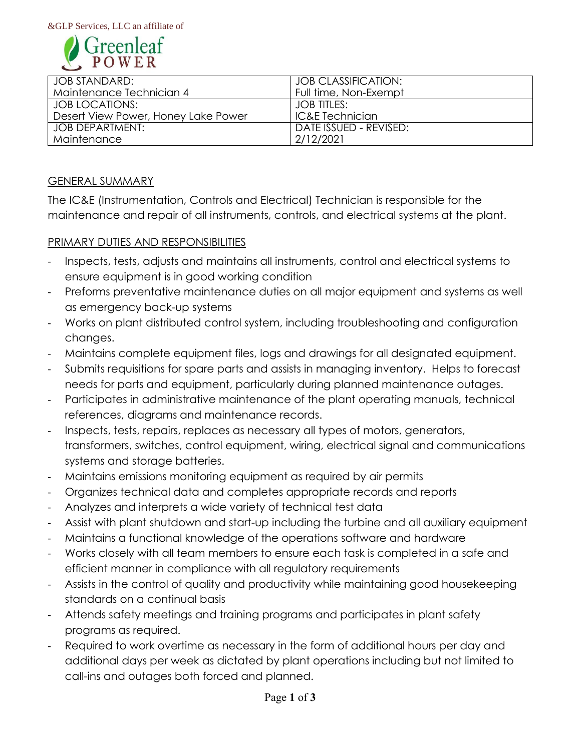&GLP Services, LLC an affiliate of

Greenleaf POWER

| | |
|---|---|
| JOB STANDARD:<br>Maintenance Technician 4 | JOB CLASSIFICATION:<br>Full time, Non-Exempt |
| JOB LOCATIONS:<br>Desert View Power, Honey Lake Power | JOB TITLES:<br>IC&E Technician |
| JOB DEPARTMENT:<br>Maintenance | DATE ISSUED - REVISED:<br>2/12/2021 |

## GENERAL SUMMARY

The IC&E (Instrumentation, Controls and Electrical) Technician is responsible for the maintenance and repair of all instruments, controls, and electrical systems at the plant.

## PRIMARY DUTIES AND RESPONSIBILITIES

- Inspects, tests, adjusts and maintains all instruments, control and electrical systems to ensure equipment is in good working condition
- Preforms preventative maintenance duties on all major equipment and systems as well as emergency back-up systems
- Works on plant distributed control system, including troubleshooting and configuration changes.
- Maintains complete equipment files, logs and drawings for all designated equipment.
- Submits requisitions for spare parts and assists in managing inventory. Helps to forecast needs for parts and equipment, particularly during planned maintenance outages.
- Participates in administrative maintenance of the plant operating manuals, technical references, diagrams and maintenance records.
- Inspects, tests, repairs, replaces as necessary all types of motors, generators, transformers, switches, control equipment, wiring, electrical signal and communications systems and storage batteries.
- Maintains emissions monitoring equipment as required by air permits
- Organizes technical data and completes appropriate records and reports
- Analyzes and interprets a wide variety of technical test data
- Assist with plant shutdown and start-up including the turbine and all auxiliary equipment
- Maintains a functional knowledge of the operations software and hardware
- Works closely with all team members to ensure each task is completed in a safe and efficient manner in compliance with all regulatory requirements
- Assists in the control of quality and productivity while maintaining good housekeeping standards on a continual basis
- Attends safety meetings and training programs and participates in plant safety programs as required.
- Required to work overtime as necessary in the form of additional hours per day and additional days per week as dictated by plant operations including but not limited to call-ins and outages both forced and planned.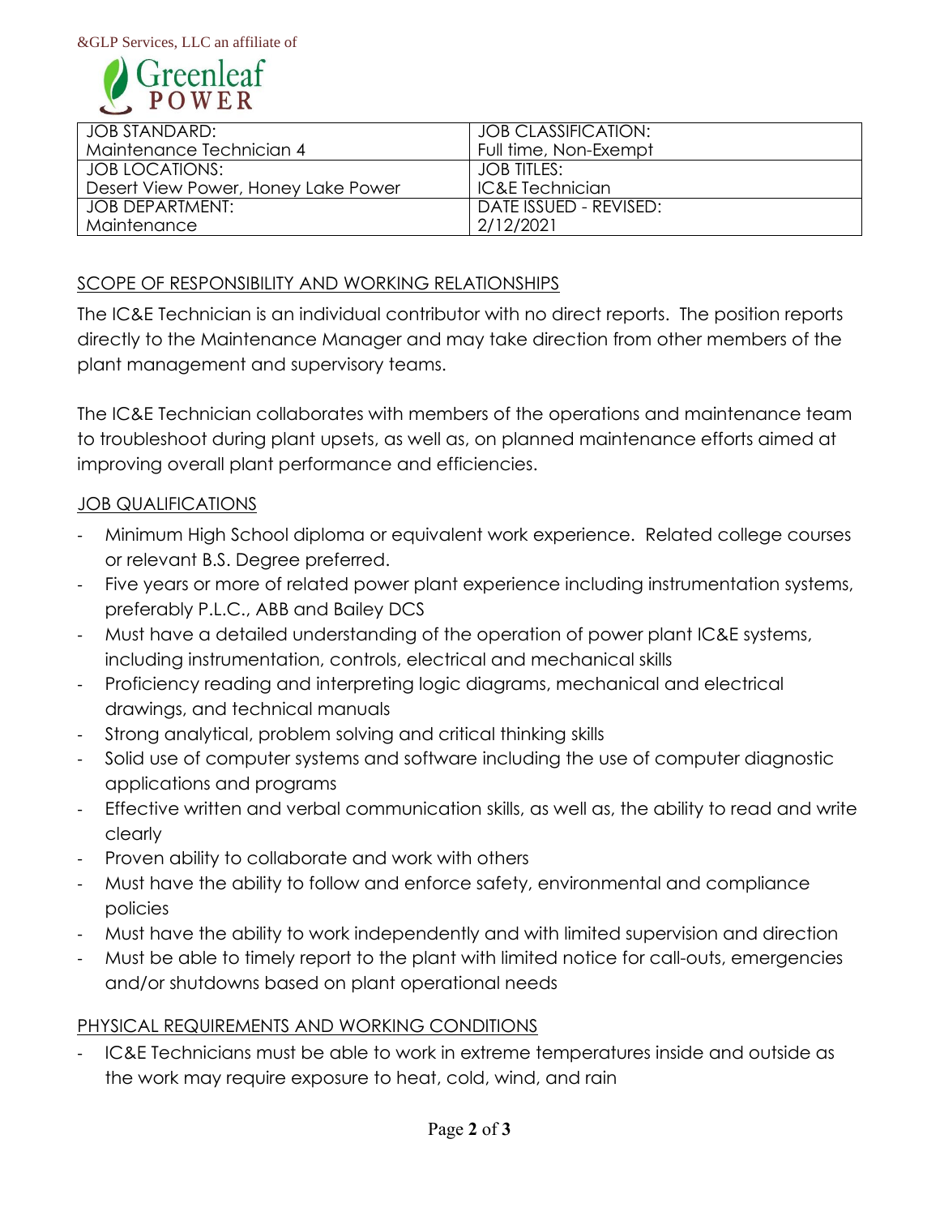&GLP Services, LLC an affiliate of

Greenleaf POWER

| | |
|---|---|
| JOB STANDARD:<br>Maintenance Technician 4 | JOB CLASSIFICATION:<br>Full time, Non-Exempt |
| JOB LOCATIONS:<br>Desert View Power, Honey Lake Power | JOB TITLES:<br>IC&E Technician |
| JOB DEPARTMENT:<br>Maintenance | DATE ISSUED - REVISED:<br>2/12/2021 |

## SCOPE OF RESPONSIBILITY AND WORKING RELATIONSHIPS

The IC&E Technician is an individual contributor with no direct reports. The position reports directly to the Maintenance Manager and may take direction from other members of the plant management and supervisory teams.

The IC&E Technician collaborates with members of the operations and maintenance team to troubleshoot during plant upsets, as well as, on planned maintenance efforts aimed at improving overall plant performance and efficiencies.

## JOB QUALIFICATIONS

- Minimum High School diploma or equivalent work experience. Related college courses or relevant B.S. Degree preferred.
- Five years or more of related power plant experience including instrumentation systems, preferably P.L.C., ABB and Bailey DCS
- Must have a detailed understanding of the operation of power plant IC&E systems, including instrumentation, controls, electrical and mechanical skills
- Proficiency reading and interpreting logic diagrams, mechanical and electrical drawings, and technical manuals
- Strong analytical, problem solving and critical thinking skills
- Solid use of computer systems and software including the use of computer diagnostic applications and programs
- Effective written and verbal communication skills, as well as, the ability to read and write clearly
- Proven ability to collaborate and work with others
- Must have the ability to follow and enforce safety, environmental and compliance policies
- Must have the ability to work independently and with limited supervision and direction
- Must be able to timely report to the plant with limited notice for call-outs, emergencies and/or shutdowns based on plant operational needs

## PHYSICAL REQUIREMENTS AND WORKING CONDITIONS

- IC&E Technicians must be able to work in extreme temperatures inside and outside as the work may require exposure to heat, cold, wind, and rain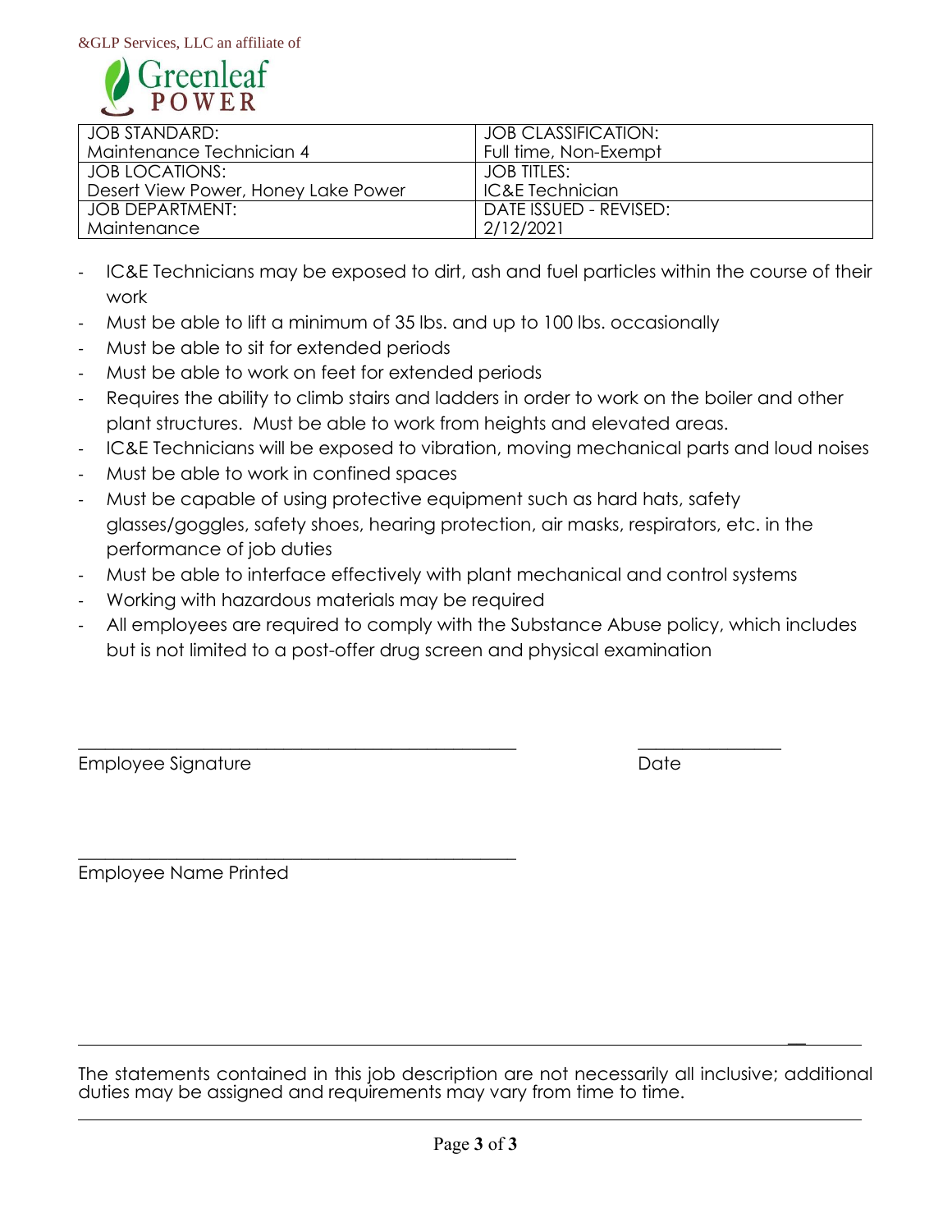&GLP Services, LLC an affiliate of

Greenleaf POWER

| | |
|---|---|
| JOB STANDARD:<br>Maintenance Technician 4 | JOB CLASSIFICATION:<br>Full time, Non-Exempt |
| JOB LOCATIONS:<br>Desert View Power, Honey Lake Power | JOB TITLES:<br>IC&E Technician |
| JOB DEPARTMENT:<br>Maintenance | DATE ISSUED - REVISED:<br>2/12/2021 |

- IC&E Technicians may be exposed to dirt, ash and fuel particles within the course of their work
- Must be able to lift a minimum of 35 lbs. and up to 100 lbs. occasionally
- Must be able to sit for extended periods
- Must be able to work on feet for extended periods
- Requires the ability to climb stairs and ladders in order to work on the boiler and other plant structures. Must be able to work from heights and elevated areas.
- IC&E Technicians will be exposed to vibration, moving mechanical parts and loud noises
- Must be able to work in confined spaces
- Must be capable of using protective equipment such as hard hats, safety glasses/goggles, safety shoes, hearing protection, air masks, respirators, etc. in the performance of job duties
- Must be able to interface effectively with plant mechanical and control systems
- Working with hazardous materials may be required
- All employees are required to comply with the Substance Abuse policy, which includes but is not limited to a post-offer drug screen and physical examination

\_\_\_\_\_\_\_\_\_\_\_\_\_\_\_\_\_\_\_\_\_\_\_\_\_\_\_\_\_\_\_\_\_\_\_\_\_\_\_\_ \_\_\_\_\_\_\_\_\_\_\_\_\_\_

Employee Signature Date

\_\_\_\_\_\_\_\_\_\_\_\_\_\_\_\_\_\_\_\_\_\_\_\_\_\_\_\_\_\_\_\_\_\_\_\_\_\_\_\_

Employee Name Printed

---

The statements contained in this job description are not necessarily all inclusive; additional duties may be assigned and requirements may vary from time to time.

---